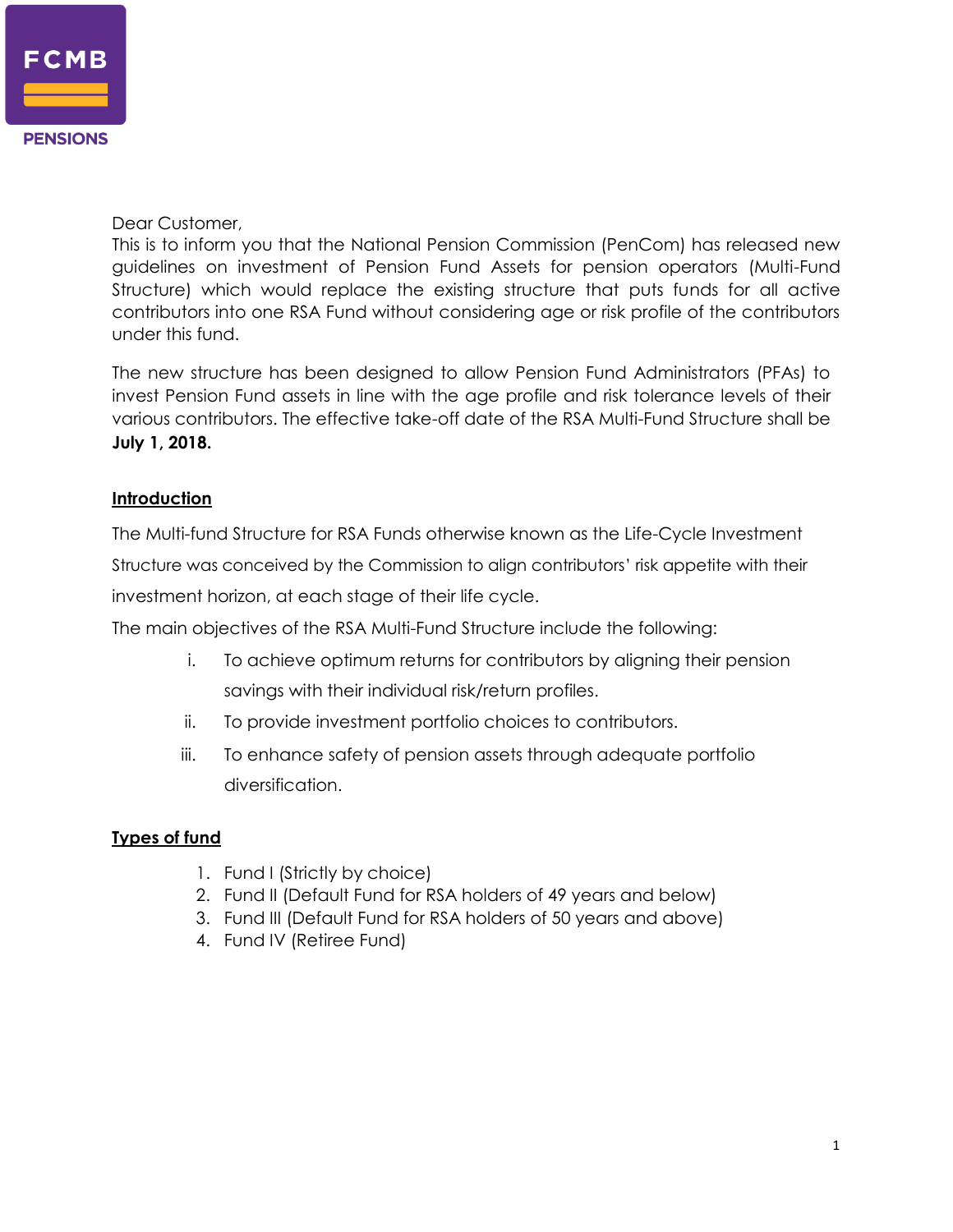FCMB PENSIONS

Dear Customer,
This is to inform you that the National Pension Commission (PenCom) has released new guidelines on investment of Pension Fund Assets for pension operators (Multi-Fund Structure) which would replace the existing structure that puts funds for all active contributors into one RSA Fund without considering age or risk profile of the contributors under this fund.

The new structure has been designed to allow Pension Fund Administrators (PFAs) to invest Pension Fund assets in line with the age profile and risk tolerance levels of their various contributors. The effective take-off date of the RSA Multi-Fund Structure shall be **July 1, 2018.**

## Introduction

The Multi-fund Structure for RSA Funds otherwise known as the Life-Cycle Investment Structure was conceived by the Commission to align contributors' risk appetite with their investment horizon, at each stage of their life cycle.

The main objectives of the RSA Multi-Fund Structure include the following:

- i. To achieve optimum returns for contributors by aligning their pension savings with their individual risk/return profiles.
- ii. To provide investment portfolio choices to contributors.
- iii. To enhance safety of pension assets through adequate portfolio diversification.

## Types of fund

1. Fund I (Strictly by choice)
2. Fund II (Default Fund for RSA holders of 49 years and below)
3. Fund III (Default Fund for RSA holders of 50 years and above)
4. Fund IV (Retiree Fund)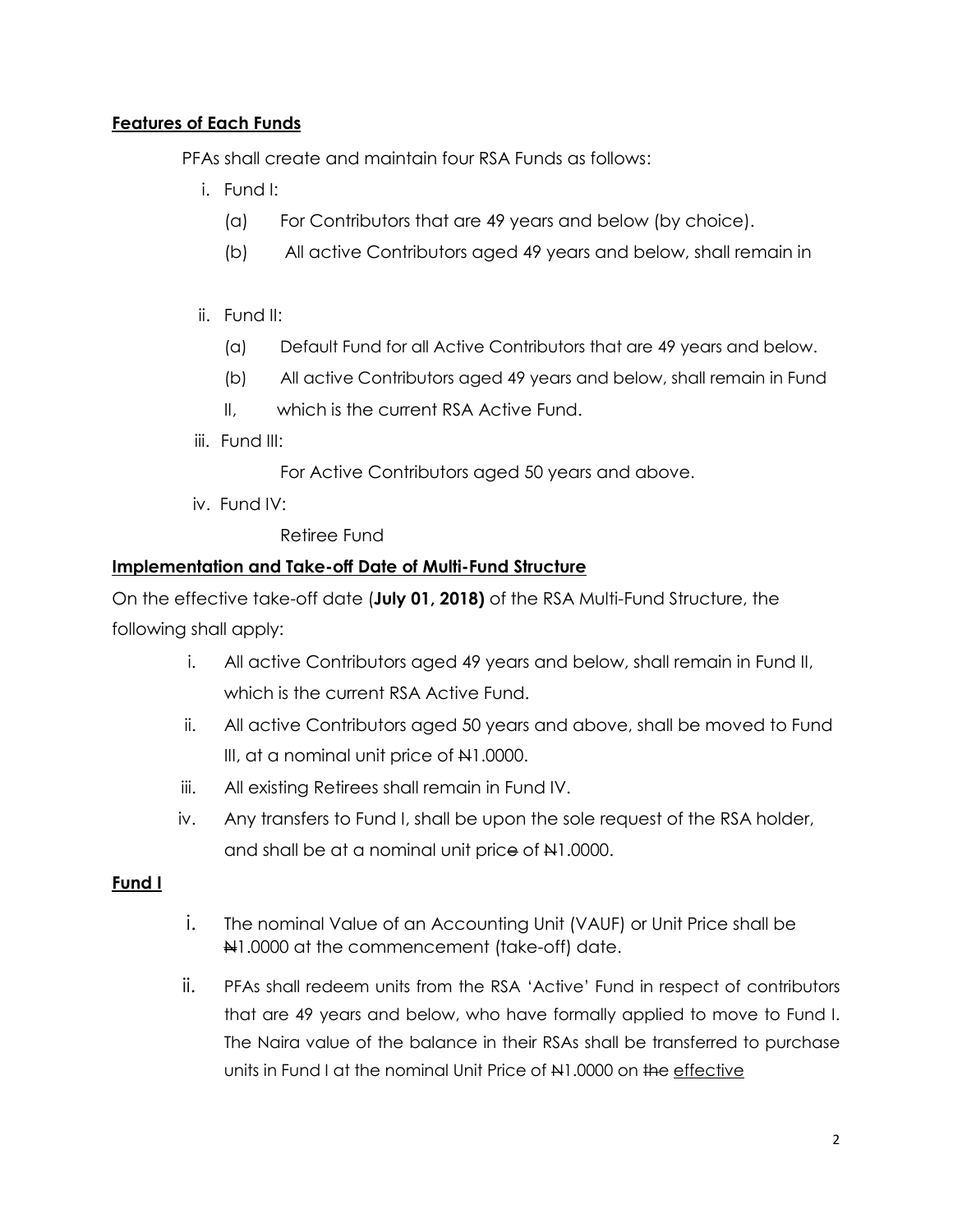**Features of Each Funds**

PFAs shall create and maintain four RSA Funds as follows:

i. Fund I:

  (a) For Contributors that are 49 years and below (by choice).

  (b) All active Contributors aged 49 years and below, shall remain in

ii. Fund II:

  (a) Default Fund for all Active Contributors that are 49 years and below.

  (b) All active Contributors aged 49 years and below, shall remain in Fund II, which is the current RSA Active Fund.

iii. Fund III:

  For Active Contributors aged 50 years and above.

iv. Fund IV:

  Retiree Fund

**Implementation and Take-off Date of Multi-Fund Structure**

On the effective take-off date (**July 01, 2018)** of the RSA Multi-Fund Structure, the following shall apply:

i. All active Contributors aged 49 years and below, shall remain in Fund II, which is the current RSA Active Fund.

ii. All active Contributors aged 50 years and above, shall be moved to Fund III, at a nominal unit price of ₦1.0000.

iii. All existing Retirees shall remain in Fund IV.

iv. Any transfers to Fund I, shall be upon the sole request of the RSA holder, and shall be at a nominal unit price of ₦1.0000.

**Fund I**

i. The nominal Value of an Accounting Unit (VAUF) or Unit Price shall be ₦1.0000 at the commencement (take-off) date.

ii. PFAs shall redeem units from the RSA 'Active' Fund in respect of contributors that are 49 years and below, who have formally applied to move to Fund I. The Naira value of the balance in their RSAs shall be transferred to purchase units in Fund I at the nominal Unit Price of ₦1.0000 on ~~the~~ effective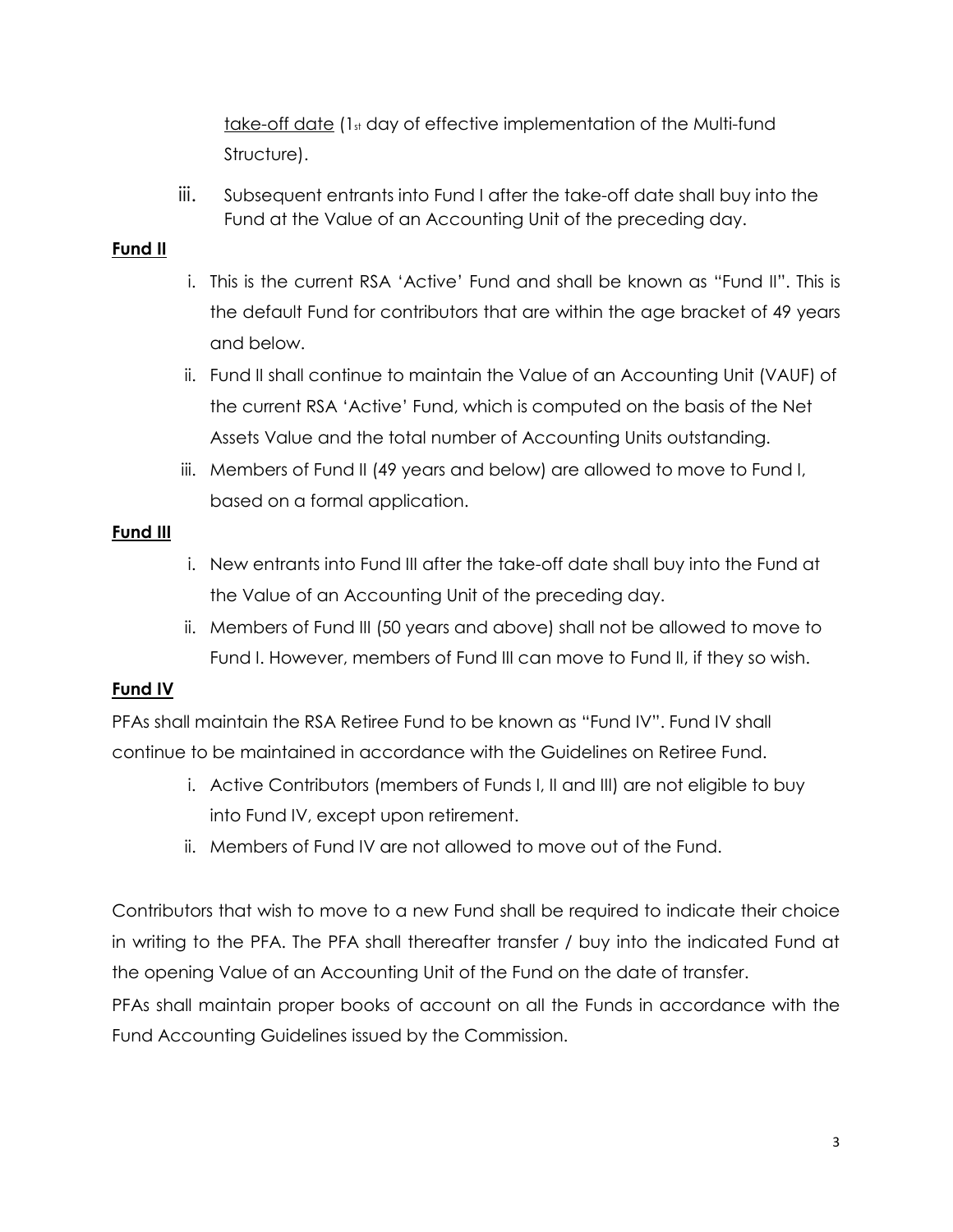take-off date (1st day of effective implementation of the Multi-fund Structure).

iii. Subsequent entrants into Fund I after the take-off date shall buy into the Fund at the Value of an Accounting Unit of the preceding day.

**Fund II**

i. This is the current RSA 'Active' Fund and shall be known as "Fund II". This is the default Fund for contributors that are within the age bracket of 49 years and below.

ii. Fund II shall continue to maintain the Value of an Accounting Unit (VAUF) of the current RSA 'Active' Fund, which is computed on the basis of the Net Assets Value and the total number of Accounting Units outstanding.

iii. Members of Fund II (49 years and below) are allowed to move to Fund I, based on a formal application.

**Fund III**

i. New entrants into Fund III after the take-off date shall buy into the Fund at the Value of an Accounting Unit of the preceding day.

ii. Members of Fund III (50 years and above) shall not be allowed to move to Fund I. However, members of Fund III can move to Fund II, if they so wish.

**Fund IV**

PFAs shall maintain the RSA Retiree Fund to be known as "Fund IV". Fund IV shall continue to be maintained in accordance with the Guidelines on Retiree Fund.

i. Active Contributors (members of Funds I, II and III) are not eligible to buy into Fund IV, except upon retirement.

ii. Members of Fund IV are not allowed to move out of the Fund.

Contributors that wish to move to a new Fund shall be required to indicate their choice in writing to the PFA. The PFA shall thereafter transfer / buy into the indicated Fund at the opening Value of an Accounting Unit of the Fund on the date of transfer.

PFAs shall maintain proper books of account on all the Funds in accordance with the Fund Accounting Guidelines issued by the Commission.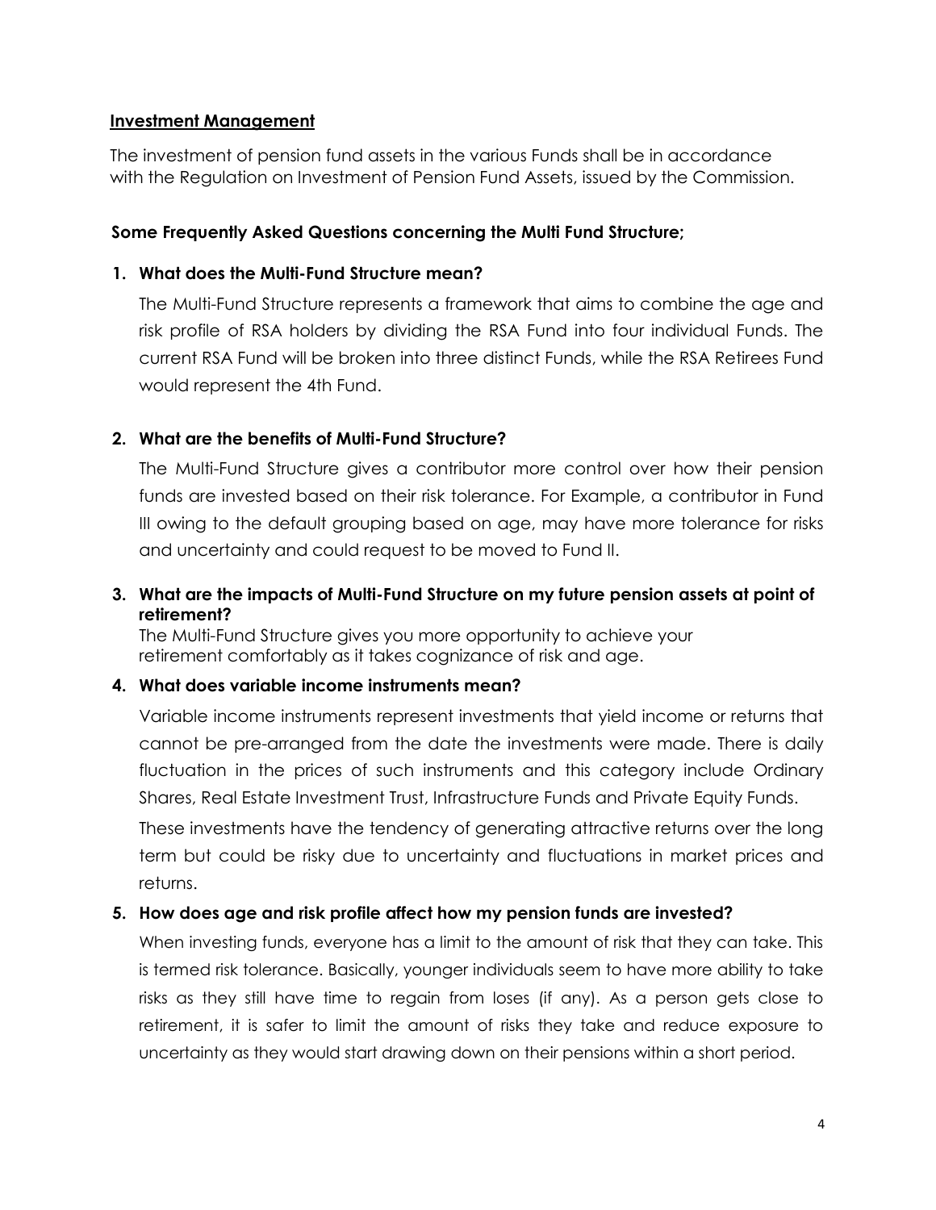## Investment Management

The investment of pension fund assets in the various Funds shall be in accordance with the Regulation on Investment of Pension Fund Assets, issued by the Commission.

### Some Frequently Asked Questions concerning the Multi Fund Structure;

1. **What does the Multi-Fund Structure mean?**

   The Multi-Fund Structure represents a framework that aims to combine the age and risk profile of RSA holders by dividing the RSA Fund into four individual Funds. The current RSA Fund will be broken into three distinct Funds, while the RSA Retirees Fund would represent the 4th Fund.

2. **What are the benefits of Multi-Fund Structure?**

   The Multi-Fund Structure gives a contributor more control over how their pension funds are invested based on their risk tolerance. For Example, a contributor in Fund III owing to the default grouping based on age, may have more tolerance for risks and uncertainty and could request to be moved to Fund II.

3. **What are the impacts of Multi-Fund Structure on my future pension assets at point of retirement?**

   The Multi-Fund Structure gives you more opportunity to achieve your retirement comfortably as it takes cognizance of risk and age.

4. **What does variable income instruments mean?**

   Variable income instruments represent investments that yield income or returns that cannot be pre-arranged from the date the investments were made. There is daily fluctuation in the prices of such instruments and this category include Ordinary Shares, Real Estate Investment Trust, Infrastructure Funds and Private Equity Funds.

   These investments have the tendency of generating attractive returns over the long term but could be risky due to uncertainty and fluctuations in market prices and returns.

5. **How does age and risk profile affect how my pension funds are invested?**

   When investing funds, everyone has a limit to the amount of risk that they can take. This is termed risk tolerance. Basically, younger individuals seem to have more ability to take risks as they still have time to regain from loses (if any). As a person gets close to retirement, it is safer to limit the amount of risks they take and reduce exposure to uncertainty as they would start drawing down on their pensions within a short period.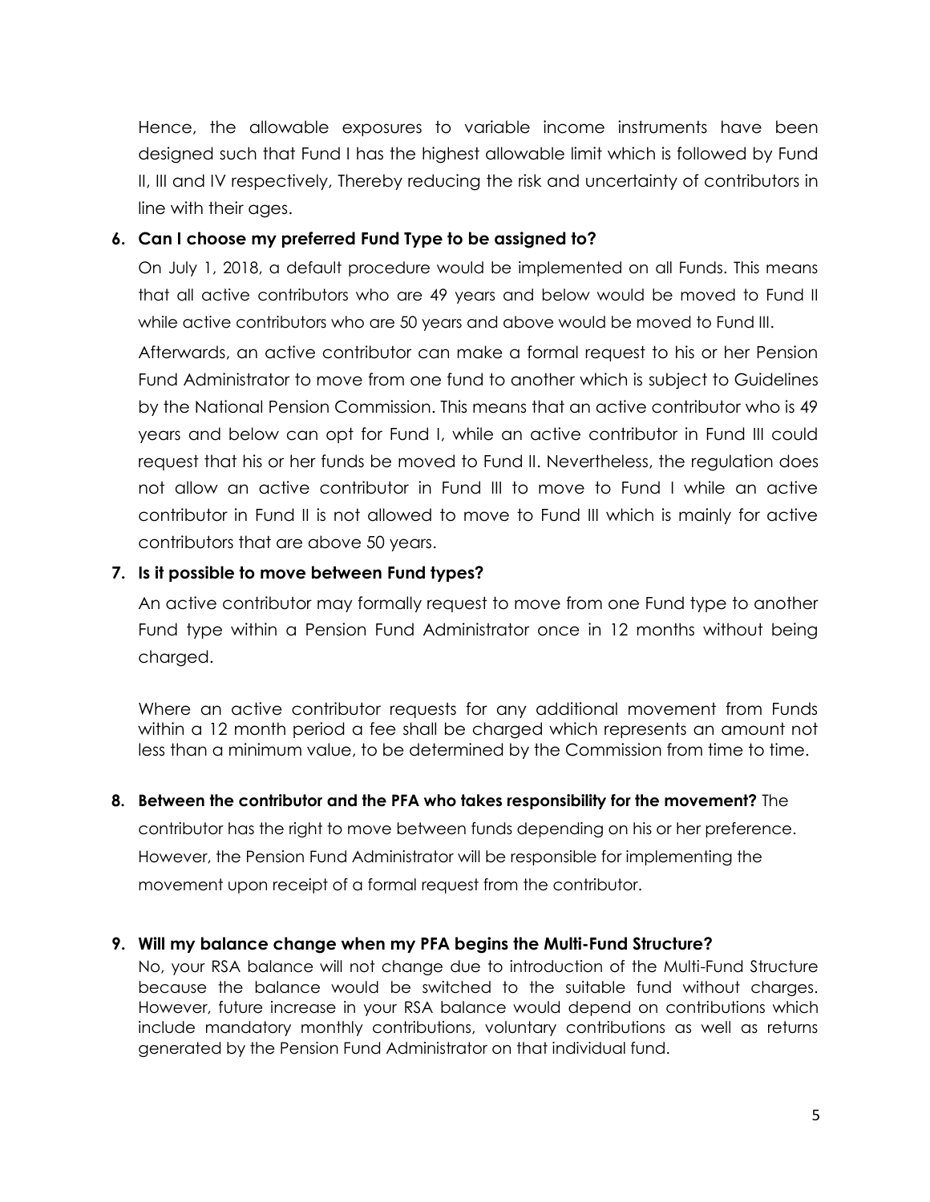Hence, the allowable exposures to variable income instruments have been designed such that Fund I has the highest allowable limit which is followed by Fund II, III and IV respectively, Thereby reducing the risk and uncertainty of contributors in line with their ages.

**6. Can I choose my preferred Fund Type to be assigned to?**

On July 1, 2018, a default procedure would be implemented on all Funds. This means that all active contributors who are 49 years and below would be moved to Fund II while active contributors who are 50 years and above would be moved to Fund III.

Afterwards, an active contributor can make a formal request to his or her Pension Fund Administrator to move from one fund to another which is subject to Guidelines by the National Pension Commission. This means that an active contributor who is 49 years and below can opt for Fund I, while an active contributor in Fund III could request that his or her funds be moved to Fund II. Nevertheless, the regulation does not allow an active contributor in Fund III to move to Fund I while an active contributor in Fund II is not allowed to move to Fund III which is mainly for active contributors that are above 50 years.

**7. Is it possible to move between Fund types?**

An active contributor may formally request to move from one Fund type to another Fund type within a Pension Fund Administrator once in 12 months without being charged.

Where an active contributor requests for any additional movement from Funds within a 12 month period a fee shall be charged which represents an amount not less than a minimum value, to be determined by the Commission from time to time.

**8. Between the contributor and the PFA who takes responsibility for the movement?** The contributor has the right to move between funds depending on his or her preference. However, the Pension Fund Administrator will be responsible for implementing the movement upon receipt of a formal request from the contributor.

**9. Will my balance change when my PFA begins the Multi-Fund Structure?**

No, your RSA balance will not change due to introduction of the Multi-Fund Structure because the balance would be switched to the suitable fund without charges. However, future increase in your RSA balance would depend on contributions which include mandatory monthly contributions, voluntary contributions as well as returns generated by the Pension Fund Administrator on that individual fund.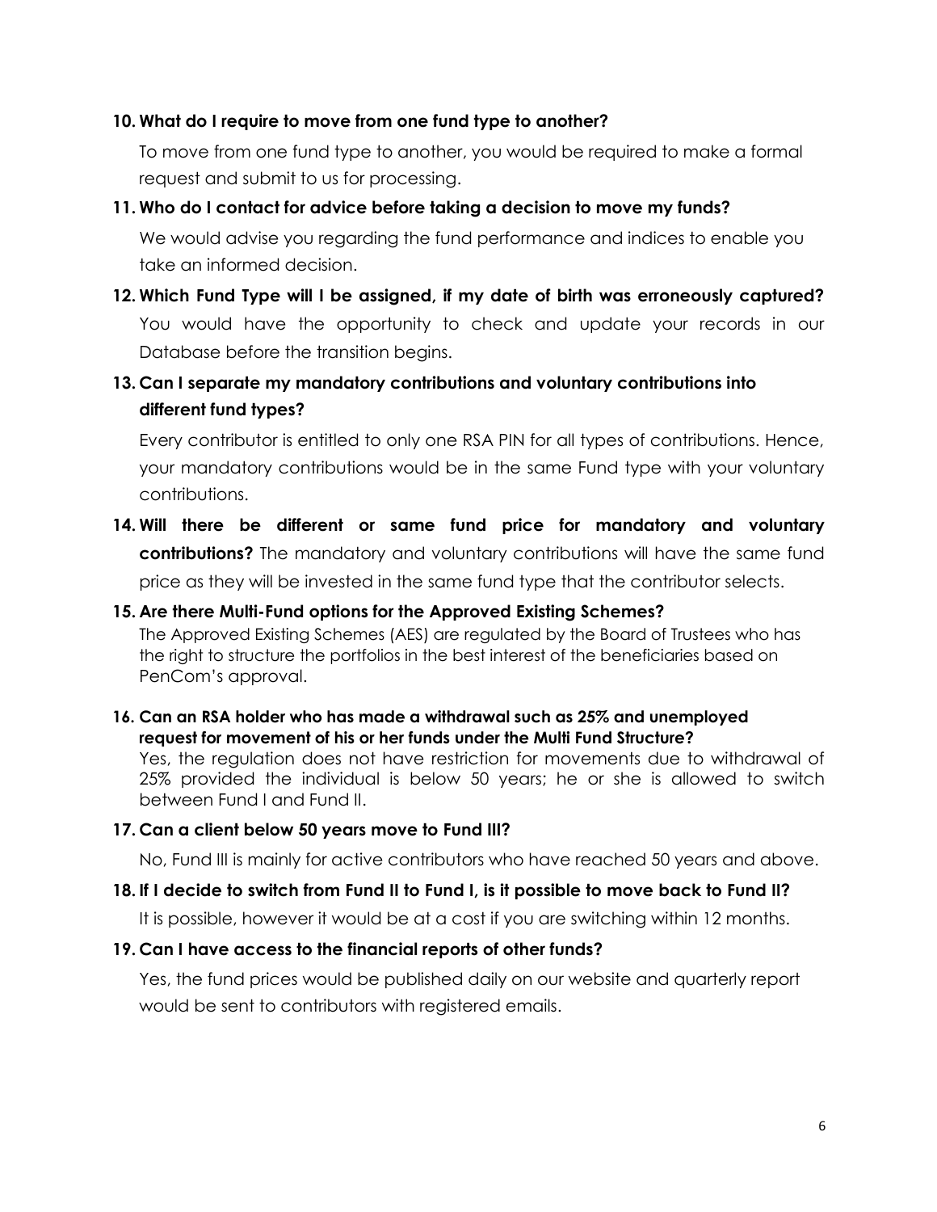**10. What do I require to move from one fund type to another?**

To move from one fund type to another, you would be required to make a formal request and submit to us for processing.

**11. Who do I contact for advice before taking a decision to move my funds?**

We would advise you regarding the fund performance and indices to enable you take an informed decision.

**12. Which Fund Type will I be assigned, if my date of birth was erroneously captured?**

You would have the opportunity to check and update your records in our Database before the transition begins.

**13. Can I separate my mandatory contributions and voluntary contributions into different fund types?**

Every contributor is entitled to only one RSA PIN for all types of contributions. Hence, your mandatory contributions would be in the same Fund type with your voluntary contributions.

**14. Will there be different or same fund price for mandatory and voluntary contributions?** The mandatory and voluntary contributions will have the same fund price as they will be invested in the same fund type that the contributor selects.

**15. Are there Multi-Fund options for the Approved Existing Schemes?**

The Approved Existing Schemes (AES) are regulated by the Board of Trustees who has the right to structure the portfolios in the best interest of the beneficiaries based on PenCom's approval.

**16. Can an RSA holder who has made a withdrawal such as 25% and unemployed request for movement of his or her funds under the Multi Fund Structure?**

Yes, the regulation does not have restriction for movements due to withdrawal of 25% provided the individual is below 50 years; he or she is allowed to switch between Fund I and Fund II.

**17. Can a client below 50 years move to Fund III?**

No, Fund III is mainly for active contributors who have reached 50 years and above.

**18. If I decide to switch from Fund II to Fund I, is it possible to move back to Fund II?**

It is possible, however it would be at a cost if you are switching within 12 months.

**19. Can I have access to the financial reports of other funds?**

Yes, the fund prices would be published daily on our website and quarterly report would be sent to contributors with registered emails.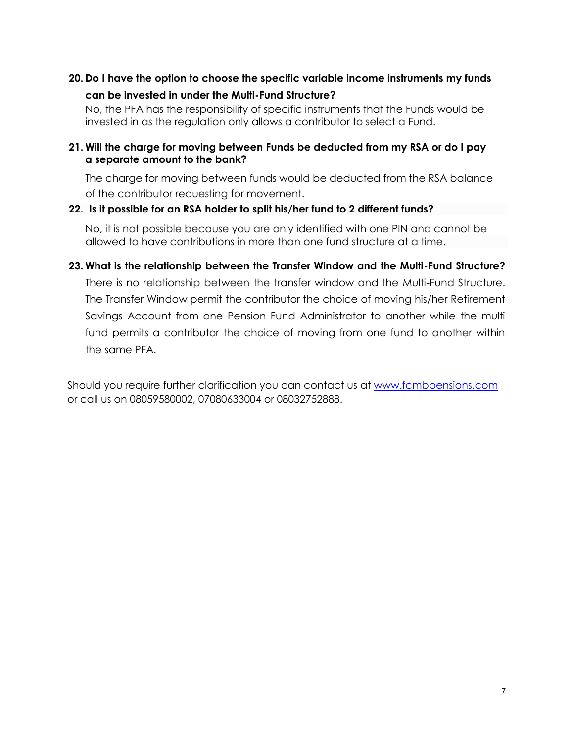**20. Do I have the option to choose the specific variable income instruments my funds can be invested in under the Multi-Fund Structure?**

No, the PFA has the responsibility of specific instruments that the Funds would be invested in as the regulation only allows a contributor to select a Fund.

**21. Will the charge for moving between Funds be deducted from my RSA or do I pay a separate amount to the bank?**

The charge for moving between funds would be deducted from the RSA balance of the contributor requesting for movement.

**22. Is it possible for an RSA holder to split his/her fund to 2 different funds?**

No, it is not possible because you are only identified with one PIN and cannot be allowed to have contributions in more than one fund structure at a time.

**23. What is the relationship between the Transfer Window and the Multi-Fund Structure?**

There is no relationship between the transfer window and the Multi-Fund Structure. The Transfer Window permit the contributor the choice of moving his/her Retirement Savings Account from one Pension Fund Administrator to another while the multi fund permits a contributor the choice of moving from one fund to another within the same PFA.

Should you require further clarification you can contact us at [www.fcmbpensions.com](http://www.fcmbpensions.com) or call us on 08059580002, 07080633004 or 08032752888.